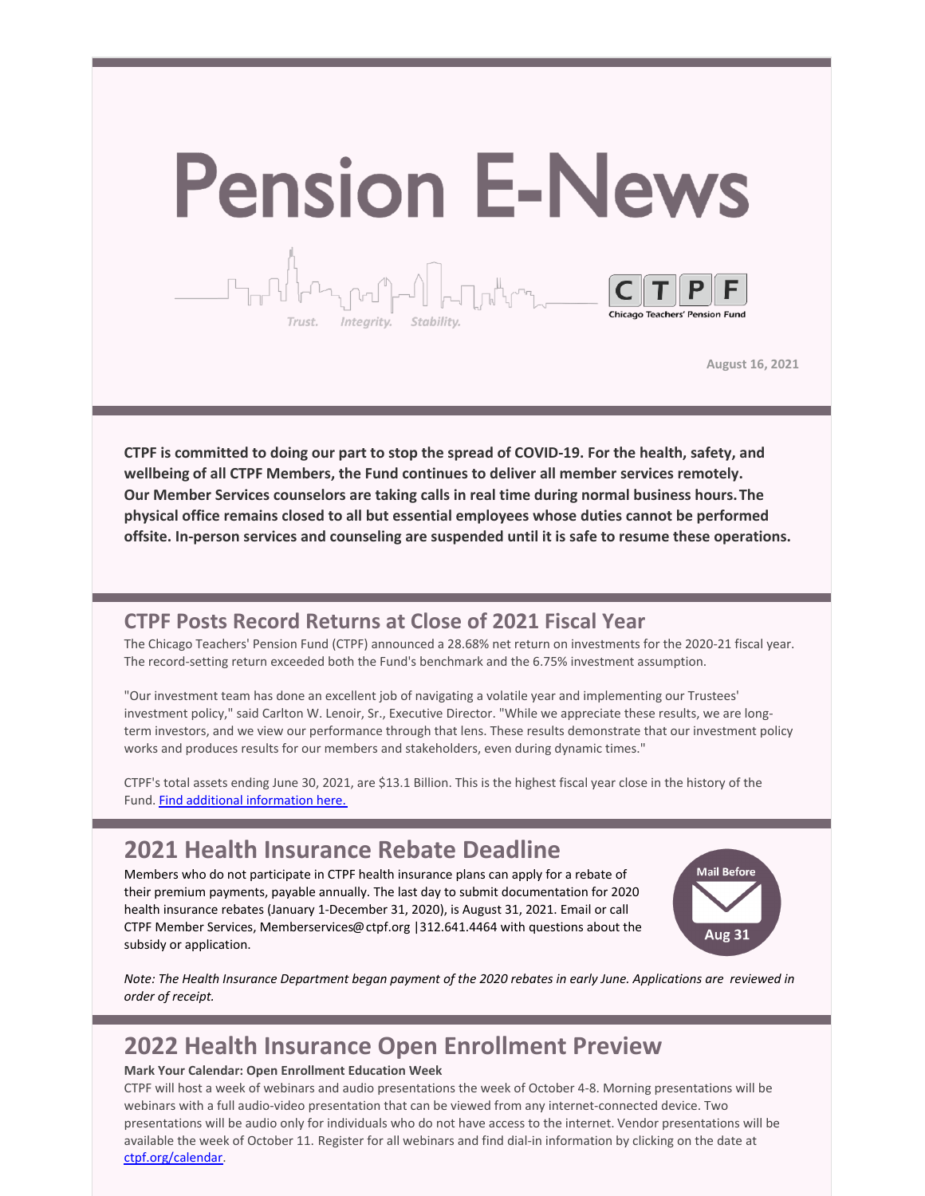# Pension E-News

Trust. Integrity. Stability.

CTPF Chicago Teachers' Pension Fund

August 16, 2021

**CTPF is committed to doing our part to stop the spread of COVID-19. For the health, safety, and wellbeing of all CTPF Members, the Fund continues to deliver all member services remotely. Our Member Services counselors are taking calls in real time during normal business hours. The physical office remains closed to all but essential employees whose duties cannot be performed offsite. In-person services and counseling are suspended until it is safe to resume these operations.**

## CTPF Posts Record Returns at Close of 2021 Fiscal Year

The Chicago Teachers' Pension Fund (CTPF) announced a 28.68% net return on investments for the 2020-21 fiscal year. The record-setting return exceeded both the Fund's benchmark and the 6.75% investment assumption.

"Our investment team has done an excellent job of navigating a volatile year and implementing our Trustees' investment policy," said Carlton W. Lenoir, Sr., Executive Director. "While we appreciate these results, we are long-term investors, and we view our performance through that lens. These results demonstrate that our investment policy works and produces results for our members and stakeholders, even during dynamic times."

CTPF's total assets ending June 30, 2021, are $13.1 Billion. This is the highest fiscal year close in the history of the Fund. [Find additional information here.]

## 2021 Health Insurance Rebate Deadline

Mail Before Aug 31

Members who do not participate in CTPF health insurance plans can apply for a rebate of their premium payments, payable annually. The last day to submit documentation for 2020 health insurance rebates (January 1-December 31, 2020), is August 31, 2021. Email or call CTPF Member Services, Memberservices@ctpf.org |312.641.4464 with questions about the subsidy or application.

*Note: The Health Insurance Department began payment of the 2020 rebates in early June. Applications are reviewed in order of receipt.*

## 2022 Health Insurance Open Enrollment Preview

**Mark Your Calendar: Open Enrollment Education Week**

CTPF will host a week of webinars and audio presentations the week of October 4-8. Morning presentations will be webinars with a full audio-video presentation that can be viewed from any internet-connected device. Two presentations will be audio only for individuals who do not have access to the internet. Vendor presentations will be available the week of October 11. Register for all webinars and find dial-in information by clicking on the date at [ctpf.org/calendar].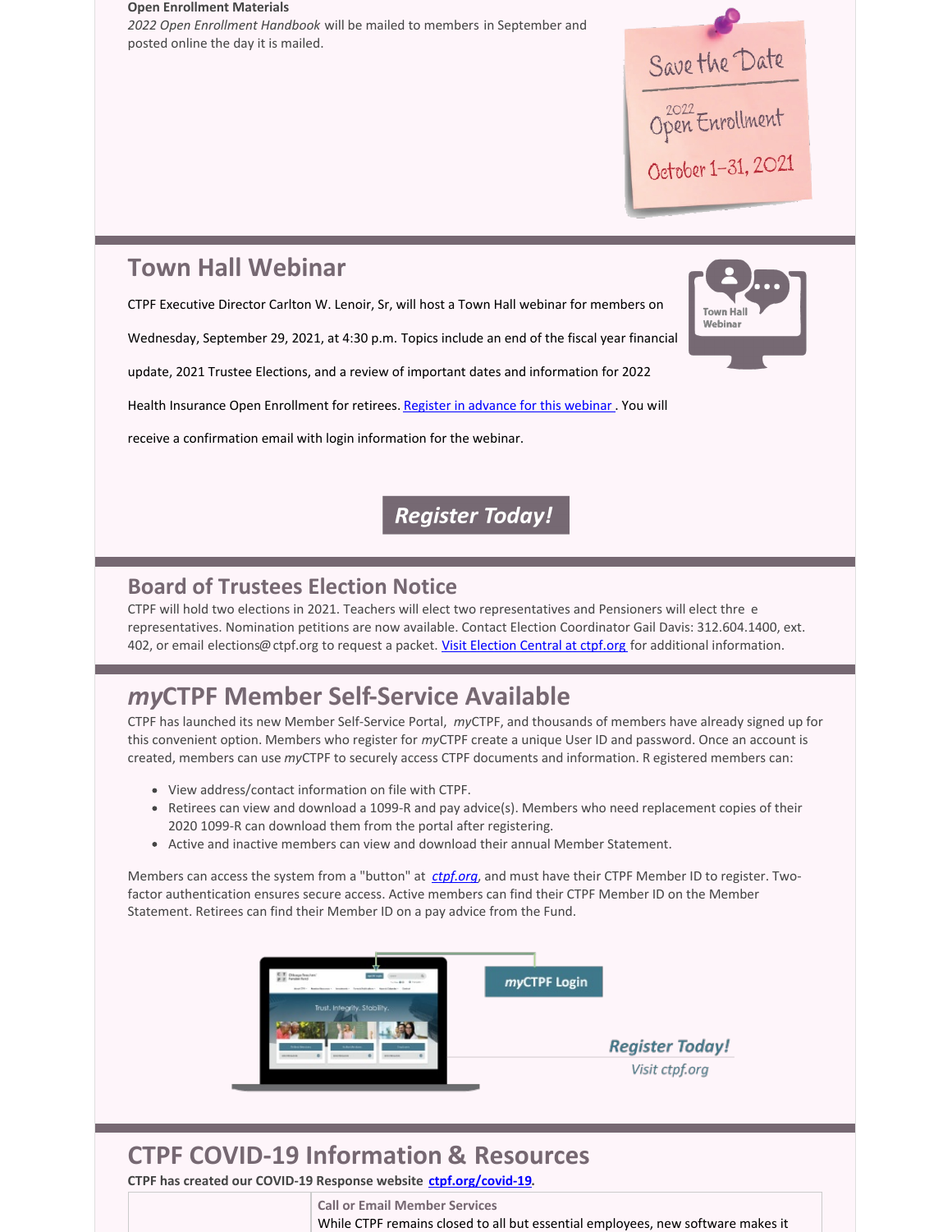**Open Enrollment Materials**

*2022 Open Enrollment Handbook* will be mailed to members in September and posted online the day it is mailed.

Save the Date
2022 Open Enrollment
October 1–31, 2021

## Town Hall Webinar

CTPF Executive Director Carlton W. Lenoir, Sr, will host a Town Hall webinar for members on Wednesday, September 29, 2021, at 4:30 p.m. Topics include an end of the fiscal year financial update, 2021 Trustee Elections, and a review of important dates and information for 2022 Health Insurance Open Enrollment for retirees. Register in advance for this webinar. You will receive a confirmation email with login information for the webinar.

**Register Today!**

## Board of Trustees Election Notice

CTPF will hold two elections in 2021. Teachers will elect two representatives and Pensioners will elect three representatives. Nomination petitions are now available. Contact Election Coordinator Gail Davis: 312.604.1400, ext. 402, or email elections@ctpf.org to request a packet. Visit Election Central at ctpf.org for additional information.

## *my*CTPF Member Self-Service Available

CTPF has launched its new Member Self-Service Portal, *my*CTPF, and thousands of members have already signed up for this convenient option. Members who register for *my*CTPF create a unique User ID and password. Once an account is created, members can use *my*CTPF to securely access CTPF documents and information. Registered members can:

- View address/contact information on file with CTPF.
- Retirees can view and download a 1099-R and pay advice(s). Members who need replacement copies of their 2020 1099-R can download them from the portal after registering.
- Active and inactive members can view and download their annual Member Statement.

Members can access the system from a "button" at *ctpf.org*, and must have their CTPF Member ID to register. Two-factor authentication ensures secure access. Active members can find their CTPF Member ID on the Member Statement. Retirees can find their Member ID on a pay advice from the Fund.

*my*CTPF Login

*Register Today!*
*Visit ctpf.org*

## CTPF COVID-19 Information & Resources

**CTPF has created our COVID-19 Response website ctpf.org/covid-19.**

**Call or Email Member Services**

While CTPF remains closed to all but essential employees, new software makes it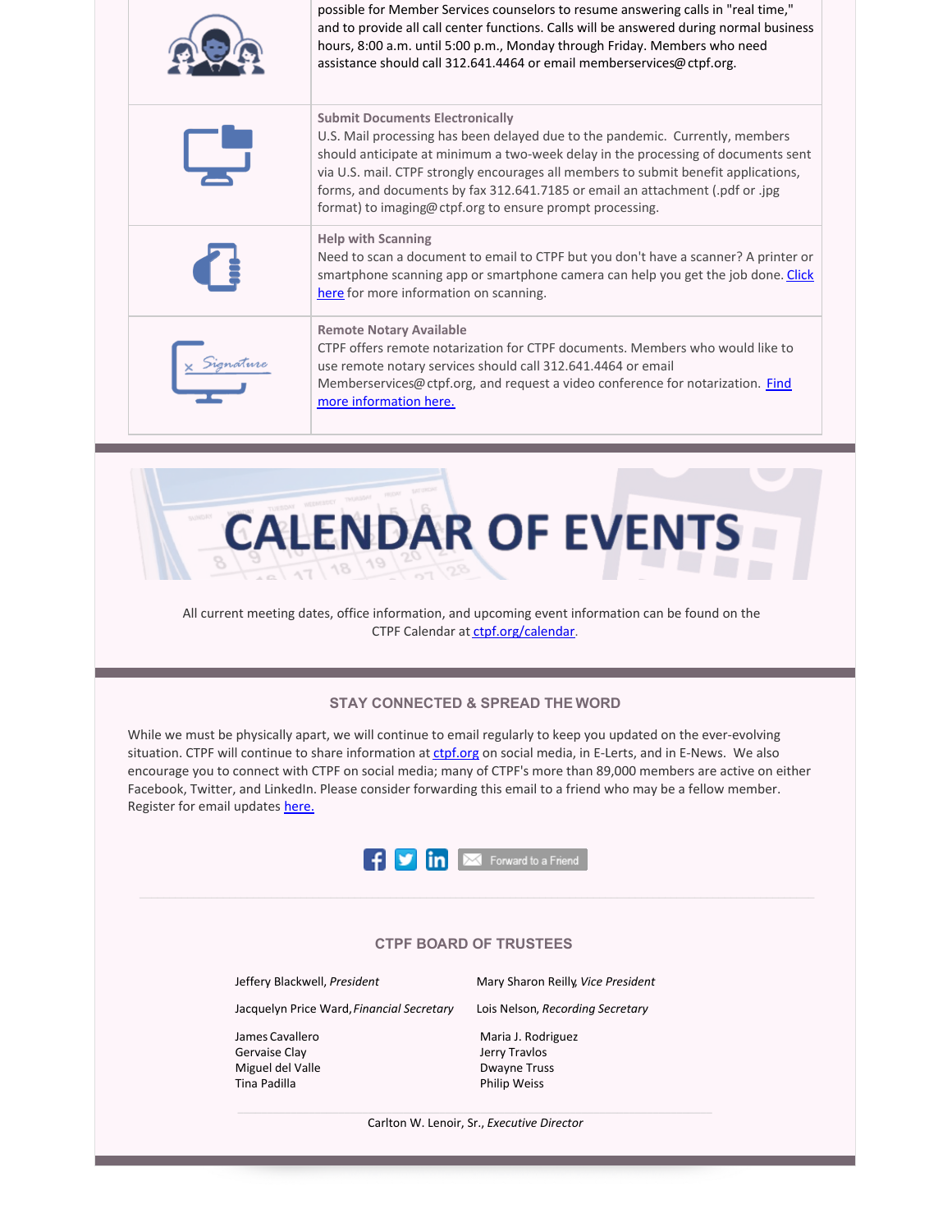possible for Member Services counselors to resume answering calls in "real time," and to provide all call center functions. Calls will be answered during normal business hours, 8:00 a.m. until 5:00 p.m., Monday through Friday. Members who need assistance should call 312.641.4464 or email memberservices@ctpf.org.

**Submit Documents Electronically**

U.S. Mail processing has been delayed due to the pandemic. Currently, members should anticipate at minimum a two-week delay in the processing of documents sent via U.S. mail. CTPF strongly encourages all members to submit benefit applications, forms, and documents by fax 312.641.7185 or email an attachment (.pdf or .jpg format) to imaging@ctpf.org to ensure prompt processing.

**Help with Scanning**

Need to scan a document to email to CTPF but you don't have a scanner? A printer or smartphone scanning app or smartphone camera can help you get the job done. Click here for more information on scanning.

**Remote Notary Available**

CTPF offers remote notarization for CTPF documents. Members who would like to use remote notary services should call 312.641.4464 or email Memberservices@ctpf.org, and request a video conference for notarization. Find more information here.

# CALENDAR OF EVENTS

All current meeting dates, office information, and upcoming event information can be found on the CTPF Calendar at ctpf.org/calendar.

## STAY CONNECTED & SPREAD THE WORD

While we must be physically apart, we will continue to email regularly to keep you updated on the ever-evolving situation. CTPF will continue to share information at ctpf.org on social media, in E-Lerts, and in E-News. We also encourage you to connect with CTPF on social media; many of CTPF's more than 89,000 members are active on either Facebook, Twitter, and LinkedIn. Please consider forwarding this email to a friend who may be a fellow member. Register for email updates here.

Forward to a Friend

## CTPF BOARD OF TRUSTEES

Jeffery Blackwell, *President*

Mary Sharon Reilly, *Vice President*

Jacquelyn Price Ward, *Financial Secretary*

Lois Nelson, *Recording Secretary*

James Cavallero
Gervaise Clay
Miguel del Valle
Tina Padilla

Maria J. Rodriguez
Jerry Travlos
Dwayne Truss
Philip Weiss

Carlton W. Lenoir, Sr., *Executive Director*